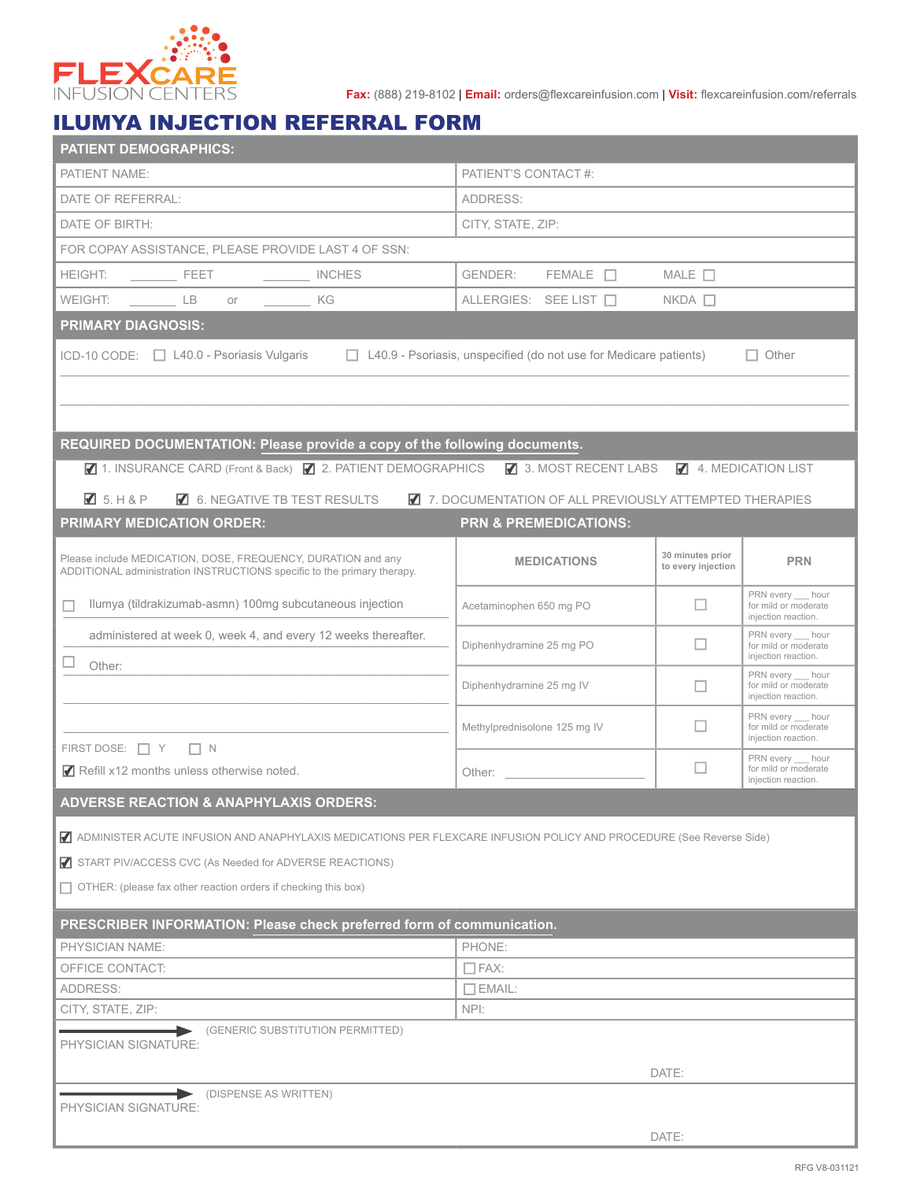FLEXCARE INFUSION CENTERS

**Fax:** (888) 219-8102 | **Email:** orders@flexcareinfusion.com | **Visit:** flexcareinfusion.com/referrals

# ILUMYA INJECTION REFERRAL FORM

## PATIENT DEMOGRAPHICS:

| | |
|---|---|
| PATIENT NAME: | PATIENT'S CONTACT #: |
| DATE OF REFERRAL: | ADDRESS: |
| DATE OF BIRTH: | CITY, STATE, ZIP: |
| FOR COPAY ASSISTANCE, PLEASE PROVIDE LAST 4 OF SSN: | |
| HEIGHT: ______ FEET ______ INCHES | GENDER: FEMALE ☐ MALE ☐ |
| WEIGHT: ______ LB or ______ KG | ALLERGIES: SEE LIST ☐ NKDA ☐ |

## PRIMARY DIAGNOSIS:

ICD-10 CODE: ☐ L40.0 - Psoriasis Vulgaris ☐ L40.9 - Psoriasis, unspecified (do not use for Medicare patients) ☐ Other

______________________________________________

______________________________________________

## REQUIRED DOCUMENTATION: Please provide a copy of the following documents.

☑ 1. INSURANCE CARD (Front & Back) ☑ 2. PATIENT DEMOGRAPHICS ☑ 3. MOST RECENT LABS ☑ 4. MEDICATION LIST

☑ 5. H & P ☑ 6. NEGATIVE TB TEST RESULTS ☑ 7. DOCUMENTATION OF ALL PREVIOUSLY ATTEMPTED THERAPIES

## PRIMARY MEDICATION ORDER:

Please include MEDICATION, DOSE, FREQUENCY, DURATION and any ADDITIONAL administration INSTRUCTIONS specific to the primary therapy.

☐ Ilumya (tildrakizumab-asmn) 100mg subcutaneous injection administered at week 0, week 4, and every 12 weeks thereafter.

☐ Other: ______________________________________________

______________________________________________

______________________________________________

FIRST DOSE: ☐ Y ☐ N

☑ Refill x12 months unless otherwise noted.

## PRN & PREMEDICATIONS:

| MEDICATIONS | 30 minutes prior to every injection | PRN |
|---|---|---|
| Acetaminophen 650 mg PO | ☐ | PRN every ___ hour for mild or moderate injection reaction. |
| Diphenhydramine 25 mg PO | ☐ | PRN every ___ hour for mild or moderate injection reaction. |
| Diphenhydramine 25 mg IV | ☐ | PRN every ___ hour for mild or moderate injection reaction. |
| Methylprednisolone 125 mg IV | ☐ | PRN every ___ hour for mild or moderate injection reaction. |
| Other: ______________ | ☐ | PRN every ___ hour for mild or moderate injection reaction. |

## ADVERSE REACTION & ANAPHYLAXIS ORDERS:

☑ ADMINISTER ACUTE INFUSION AND ANAPHYLAXIS MEDICATIONS PER FLEXCARE INFUSION POLICY AND PROCEDURE (See Reverse Side)

☑ START PIV/ACCESS CVC (As Needed for ADVERSE REACTIONS)

☐ OTHER: (please fax other reaction orders if checking this box)

## PRESCRIBER INFORMATION: Please check preferred form of communication.

| | |
|---|---|
| PHYSICIAN NAME: | PHONE: |
| OFFICE CONTACT: | ☐ FAX: |
| ADDRESS: | ☐ EMAIL: |
| CITY, STATE, ZIP: | NPI: |

PHYSICIAN SIGNATURE: ——▶ (GENERIC SUBSTITUTION PERMITTED) DATE:

PHYSICIAN SIGNATURE: ——▶ (DISPENSE AS WRITTEN) DATE:

RFG V8-031121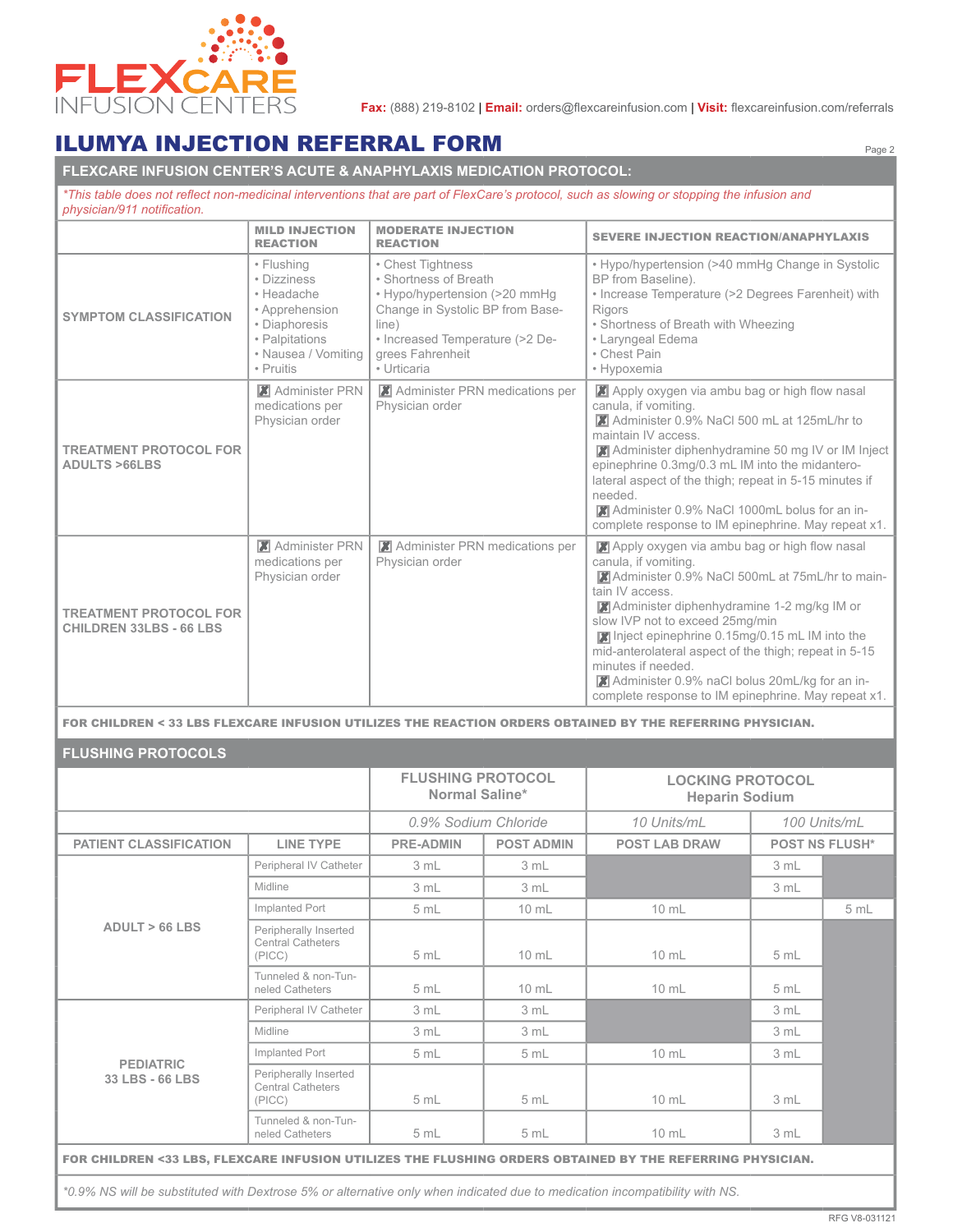# ILUMYA INJECTION REFERRAL FORM

## FLEXCARE INFUSION CENTER'S ACUTE & ANAPHYLAXIS MEDICATION PROTOCOL:

*\*This table does not reflect non-medicinal interventions that are part of FlexCare's protocol, such as slowing or stopping the infusion and physician/911 notification.*

| | MILD INJECTION REACTION | MODERATE INJECTION REACTION | SEVERE INJECTION REACTION/ANAPHYLAXIS |
|---|---|---|---|
| **SYMPTOM CLASSIFICATION** | • Flushing<br>• Dizziness<br>• Headache<br>• Apprehension<br>• Diaphoresis<br>• Palpitations<br>• Nausea / Vomiting<br>• Pruitis | • Chest Tightness<br>• Shortness of Breath<br>• Hypo/hypertension (>20 mmHg Change in Systolic BP from Baseline)<br>• Increased Temperature (>2 Degrees Farenheit)<br>• Urticaria | • Hypo/hypertension (>40 mmHg Change in Systolic BP from Baseline).<br>• Increase Temperature (>2 Degrees Farenheit) with Rigors<br>• Shortness of Breath with Wheezing<br>• Laryngeal Edema<br>• Chest Pain<br>• Hypoxemia |
| **TREATMENT PROTOCOL FOR ADULTS >66LBS** | ☒ Administer PRN medications per Physician order | ☒ Administer PRN medications per Physician order | ☒ Apply oxygen via ambu bag or high flow nasal canula, if vomiting.<br>☒ Administer 0.9% NaCl 500 mL at 125mL/hr to maintain IV access.<br>☒ Administer diphenhydramine 50 mg IV or IM Inject epinephrine 0.3mg/0.3 mL IM into the midantero-lateral aspect of the thigh; repeat in 5-15 minutes if needed.<br>☒ Administer 0.9% NaCl 1000mL bolus for an in-complete response to IM epinephrine. May repeat x1. |
| **TREATMENT PROTOCOL FOR CHILDREN 33LBS - 66 LBS** | ☒ Administer PRN medications per Physician order | ☒ Administer PRN medications per Physician order | ☒ Apply oxygen via ambu bag or high flow nasal canula, if vomiting.<br>☒ Administer 0.9% NaCl 500mL at 75mL/hr to maintain IV access.<br>☒ Administer diphenhydramine 1-2 mg/kg IM or slow IVP not to exceed 25mg/min<br>☒ Inject epinephrine 0.15mg/0.15 mL IM into the mid-anterolateral aspect of the thigh; repeat in 5-15 minutes if needed.<br>☒ Administer 0.9% naCl bolus 20mL/kg for an in-complete response to IM epinephrine. May repeat x1. |

**FOR CHILDREN < 33 LBS FLEXCARE INFUSION UTILIZES THE REACTION ORDERS OBTAINED BY THE REFERRING PHYSICIAN.**

## FLUSHING PROTOCOLS

| | | FLUSHING PROTOCOL Normal Saline* | | LOCKING PROTOCOL Heparin Sodium | | |
|---|---|---|---|---|---|---|
| | | *0.9% Sodium Chloride* | | *10 Units/mL* | *100 Units/mL* | |
| **PATIENT CLASSIFICATION** | **LINE TYPE** | **PRE-ADMIN** | **POST ADMIN** | **POST LAB DRAW** | **POST NS FLUSH*** | |
| **ADULT > 66 LBS** | Peripheral IV Catheter | 3 mL | 3 mL | | 3 mL | |
| | Midline | 3 mL | 3 mL | | 3 mL | |
| | Implanted Port | 5 mL | 10 mL | 10 mL | | 5 mL |
| | Peripherally Inserted Central Catheters (PICC) | 5 mL | 10 mL | 10 mL | 5 mL | |
| | Tunneled & non-Tunneled Catheters | 5 mL | 10 mL | 10 mL | 5 mL | |
| **PEDIATRIC 33 LBS - 66 LBS** | Peripheral IV Catheter | 3 mL | 3 mL | | 3 mL | |
| | Midline | 3 mL | 3 mL | | 3 mL | |
| | Implanted Port | 5 mL | 5 mL | 10 mL | 3 mL | |
| | Peripherally Inserted Central Catheters (PICC) | 5 mL | 5 mL | 10 mL | 3 mL | |
| | Tunneled & non-Tunneled Catheters | 5 mL | 5 mL | 10 mL | 3 mL | |

**FOR CHILDREN <33 LBS, FLEXCARE INFUSION UTILIZES THE FLUSHING ORDERS OBTAINED BY THE REFERRING PHYSICIAN.**

*\*0.9% NS will be substituted with Dextrose 5% or alternative only when indicated due to medication incompatibility with NS.*

RFG V8-031121